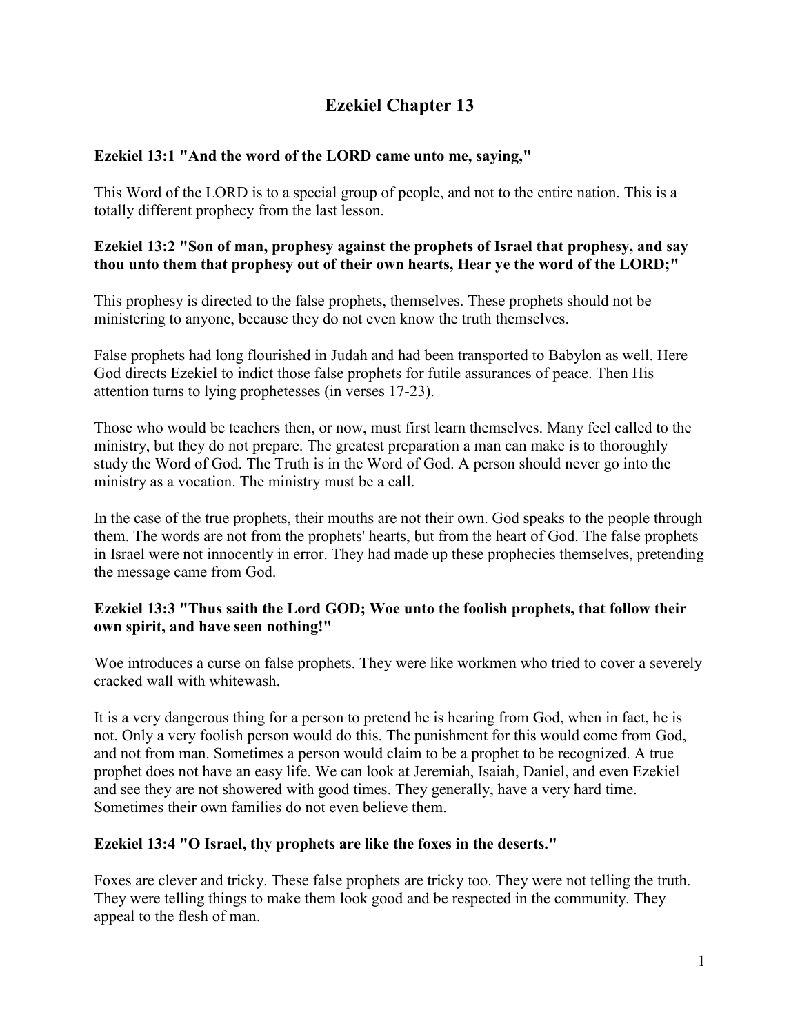# Ezekiel Chapter 13

**Ezekiel 13:1 "And the word of the LORD came unto me, saying,"**

This Word of the LORD is to a special group of people, and not to the entire nation. This is a totally different prophecy from the last lesson.

**Ezekiel 13:2 "Son of man, prophesy against the prophets of Israel that prophesy, and say thou unto them that prophesy out of their own hearts, Hear ye the word of the LORD;"**

This prophesy is directed to the false prophets, themselves. These prophets should not be ministering to anyone, because they do not even know the truth themselves.

False prophets had long flourished in Judah and had been transported to Babylon as well. Here God directs Ezekiel to indict those false prophets for futile assurances of peace. Then His attention turns to lying prophetesses (in verses 17-23).

Those who would be teachers then, or now, must first learn themselves. Many feel called to the ministry, but they do not prepare. The greatest preparation a man can make is to thoroughly study the Word of God. The Truth is in the Word of God. A person should never go into the ministry as a vocation. The ministry must be a call.

In the case of the true prophets, their mouths are not their own. God speaks to the people through them. The words are not from the prophets' hearts, but from the heart of God. The false prophets in Israel were not innocently in error. They had made up these prophecies themselves, pretending the message came from God.

**Ezekiel 13:3 "Thus saith the Lord GOD; Woe unto the foolish prophets, that follow their own spirit, and have seen nothing!"**

Woe introduces a curse on false prophets. They were like workmen who tried to cover a severely cracked wall with whitewash.

It is a very dangerous thing for a person to pretend he is hearing from God, when in fact, he is not. Only a very foolish person would do this. The punishment for this would come from God, and not from man. Sometimes a person would claim to be a prophet to be recognized. A true prophet does not have an easy life. We can look at Jeremiah, Isaiah, Daniel, and even Ezekiel and see they are not showered with good times. They generally, have a very hard time. Sometimes their own families do not even believe them.

**Ezekiel 13:4 "O Israel, thy prophets are like the foxes in the deserts."**

Foxes are clever and tricky. These false prophets are tricky too. They were not telling the truth. They were telling things to make them look good and be respected in the community. They appeal to the flesh of man.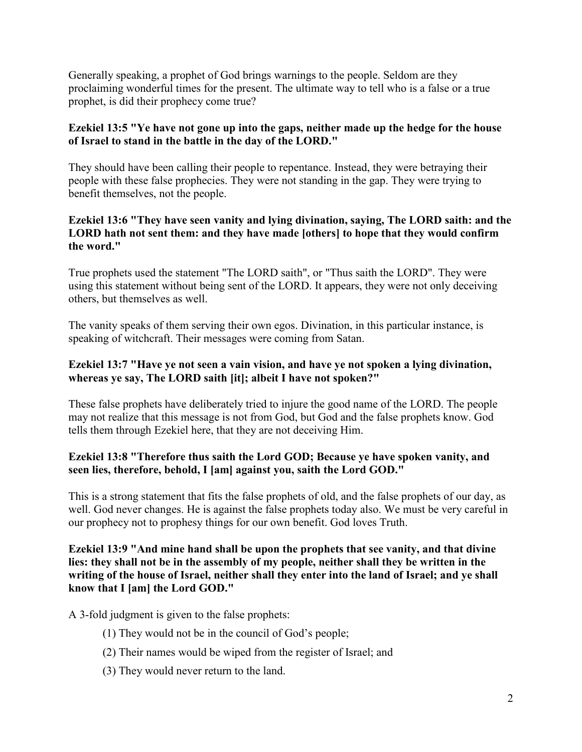Generally speaking, a prophet of God brings warnings to the people. Seldom are they proclaiming wonderful times for the present. The ultimate way to tell who is a false or a true prophet, is did their prophecy come true?

**Ezekiel 13:5 "Ye have not gone up into the gaps, neither made up the hedge for the house of Israel to stand in the battle in the day of the LORD."**

They should have been calling their people to repentance. Instead, they were betraying their people with these false prophecies. They were not standing in the gap. They were trying to benefit themselves, not the people.

**Ezekiel 13:6 "They have seen vanity and lying divination, saying, The LORD saith: and the LORD hath not sent them: and they have made [others] to hope that they would confirm the word."**

True prophets used the statement "The LORD saith", or "Thus saith the LORD". They were using this statement without being sent of the LORD. It appears, they were not only deceiving others, but themselves as well.

The vanity speaks of them serving their own egos. Divination, in this particular instance, is speaking of witchcraft. Their messages were coming from Satan.

**Ezekiel 13:7 "Have ye not seen a vain vision, and have ye not spoken a lying divination, whereas ye say, The LORD saith [it]; albeit I have not spoken?"**

These false prophets have deliberately tried to injure the good name of the LORD. The people may not realize that this message is not from God, but God and the false prophets know. God tells them through Ezekiel here, that they are not deceiving Him.

**Ezekiel 13:8 "Therefore thus saith the Lord GOD; Because ye have spoken vanity, and seen lies, therefore, behold, I [am] against you, saith the Lord GOD."**

This is a strong statement that fits the false prophets of old, and the false prophets of our day, as well. God never changes. He is against the false prophets today also. We must be very careful in our prophecy not to prophesy things for our own benefit. God loves Truth.

**Ezekiel 13:9 "And mine hand shall be upon the prophets that see vanity, and that divine lies: they shall not be in the assembly of my people, neither shall they be written in the writing of the house of Israel, neither shall they enter into the land of Israel; and ye shall know that I [am] the Lord GOD."**

A 3-fold judgment is given to the false prophets:

(1) They would not be in the council of God's people;

(2) Their names would be wiped from the register of Israel; and

(3) They would never return to the land.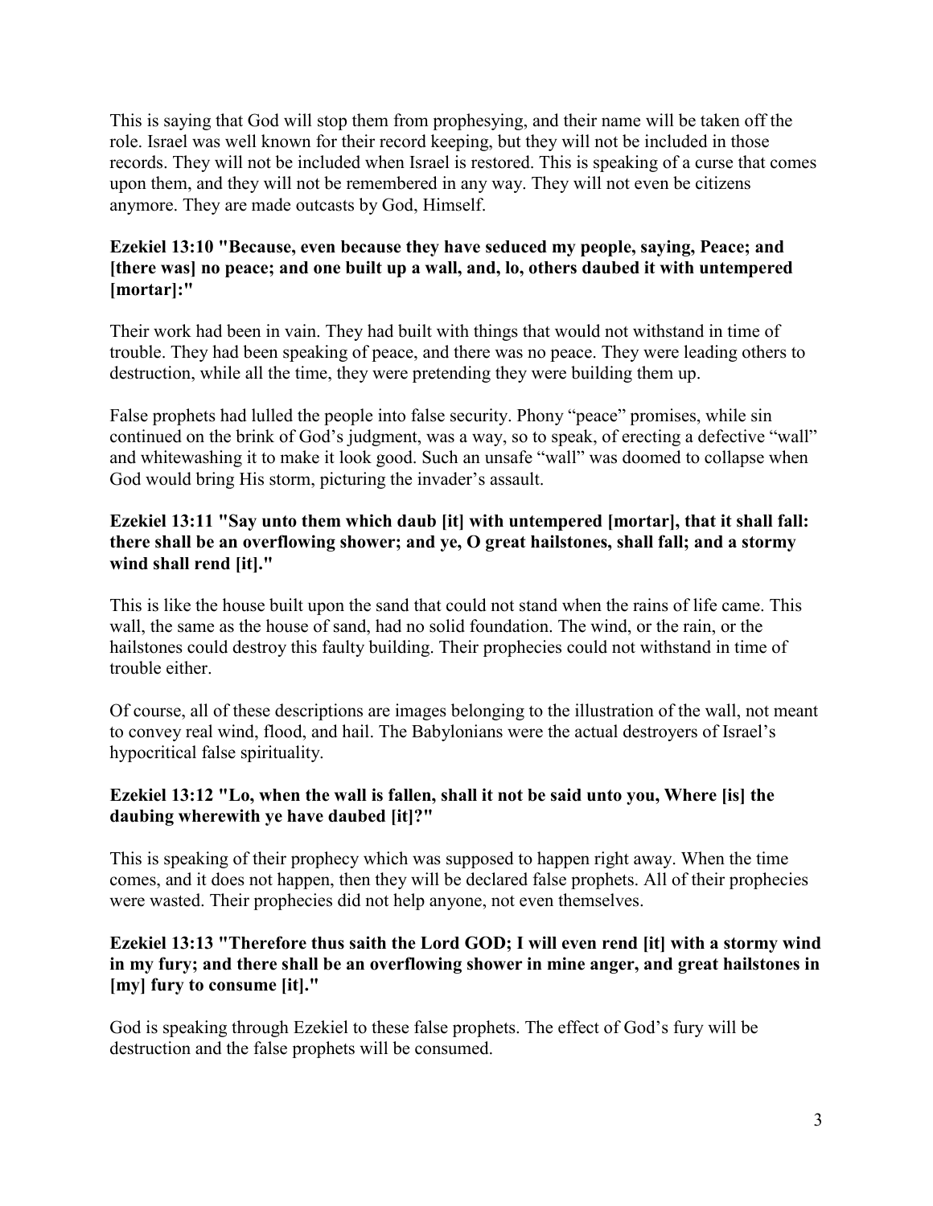This is saying that God will stop them from prophesying, and their name will be taken off the role. Israel was well known for their record keeping, but they will not be included in those records. They will not be included when Israel is restored. This is speaking of a curse that comes upon them, and they will not be remembered in any way. They will not even be citizens anymore. They are made outcasts by God, Himself.

**Ezekiel 13:10 "Because, even because they have seduced my people, saying, Peace; and [there was] no peace; and one built up a wall, and, lo, others daubed it with untempered [mortar]:"**

Their work had been in vain. They had built with things that would not withstand in time of trouble. They had been speaking of peace, and there was no peace. They were leading others to destruction, while all the time, they were pretending they were building them up.

False prophets had lulled the people into false security. Phony "peace" promises, while sin continued on the brink of God's judgment, was a way, so to speak, of erecting a defective "wall" and whitewashing it to make it look good. Such an unsafe "wall" was doomed to collapse when God would bring His storm, picturing the invader's assault.

**Ezekiel 13:11 "Say unto them which daub [it] with untempered [mortar], that it shall fall: there shall be an overflowing shower; and ye, O great hailstones, shall fall; and a stormy wind shall rend [it]."**

This is like the house built upon the sand that could not stand when the rains of life came. This wall, the same as the house of sand, had no solid foundation. The wind, or the rain, or the hailstones could destroy this faulty building. Their prophecies could not withstand in time of trouble either.

Of course, all of these descriptions are images belonging to the illustration of the wall, not meant to convey real wind, flood, and hail. The Babylonians were the actual destroyers of Israel's hypocritical false spirituality.

**Ezekiel 13:12 "Lo, when the wall is fallen, shall it not be said unto you, Where [is] the daubing wherewith ye have daubed [it]?"**

This is speaking of their prophecy which was supposed to happen right away. When the time comes, and it does not happen, then they will be declared false prophets. All of their prophecies were wasted. Their prophecies did not help anyone, not even themselves.

**Ezekiel 13:13 "Therefore thus saith the Lord GOD; I will even rend [it] with a stormy wind in my fury; and there shall be an overflowing shower in mine anger, and great hailstones in [my] fury to consume [it]."**

God is speaking through Ezekiel to these false prophets. The effect of God's fury will be destruction and the false prophets will be consumed.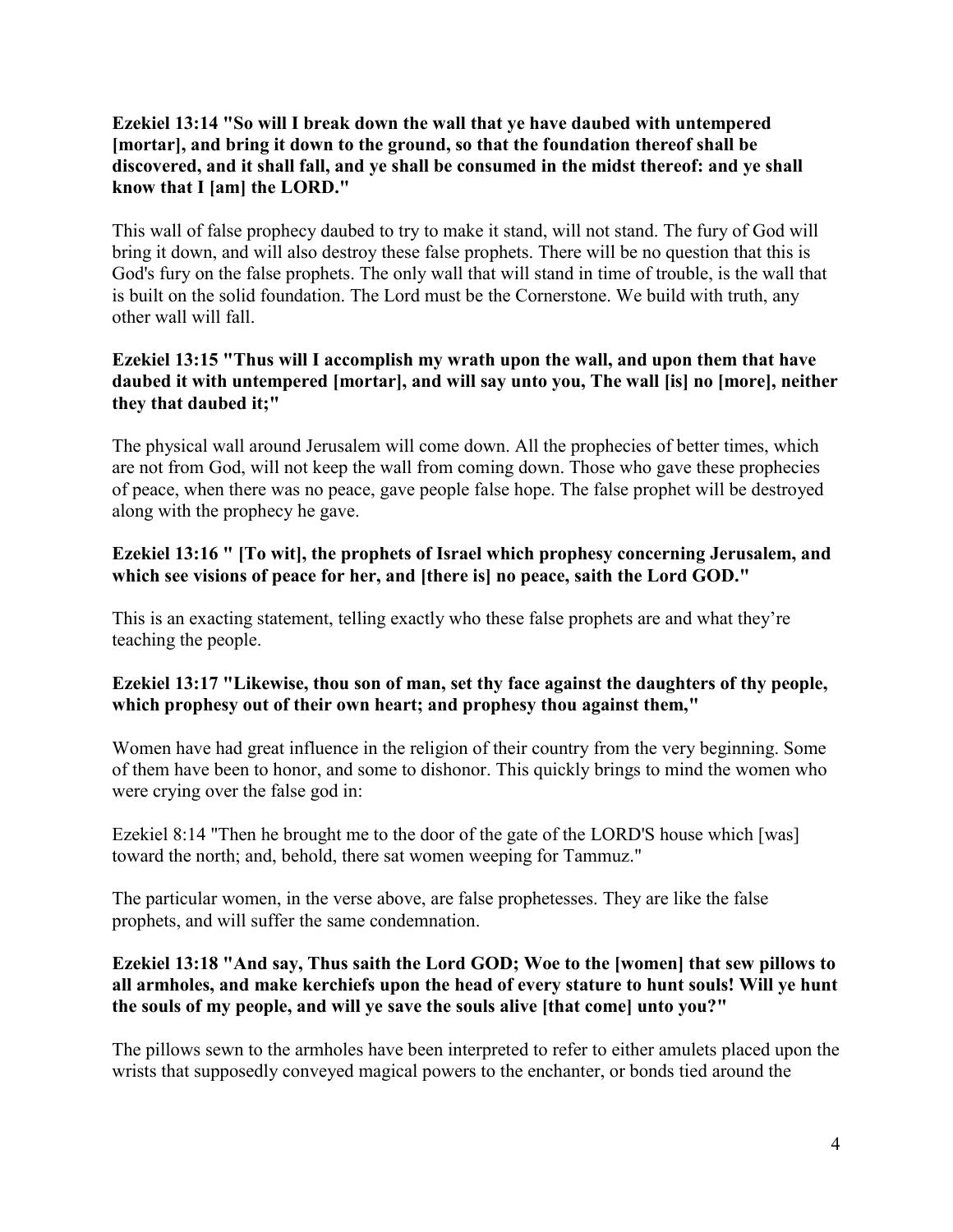**Ezekiel 13:14 "So will I break down the wall that ye have daubed with untempered [mortar], and bring it down to the ground, so that the foundation thereof shall be discovered, and it shall fall, and ye shall be consumed in the midst thereof: and ye shall know that I [am] the LORD."**

This wall of false prophecy daubed to try to make it stand, will not stand. The fury of God will bring it down, and will also destroy these false prophets. There will be no question that this is God's fury on the false prophets. The only wall that will stand in time of trouble, is the wall that is built on the solid foundation. The Lord must be the Cornerstone. We build with truth, any other wall will fall.

**Ezekiel 13:15 "Thus will I accomplish my wrath upon the wall, and upon them that have daubed it with untempered [mortar], and will say unto you, The wall [is] no [more], neither they that daubed it;"**

The physical wall around Jerusalem will come down. All the prophecies of better times, which are not from God, will not keep the wall from coming down. Those who gave these prophecies of peace, when there was no peace, gave people false hope. The false prophet will be destroyed along with the prophecy he gave.

**Ezekiel 13:16 " [To wit], the prophets of Israel which prophesy concerning Jerusalem, and which see visions of peace for her, and [there is] no peace, saith the Lord GOD."**

This is an exacting statement, telling exactly who these false prophets are and what they're teaching the people.

**Ezekiel 13:17 "Likewise, thou son of man, set thy face against the daughters of thy people, which prophesy out of their own heart; and prophesy thou against them,"**

Women have had great influence in the religion of their country from the very beginning. Some of them have been to honor, and some to dishonor. This quickly brings to mind the women who were crying over the false god in:

Ezekiel 8:14 "Then he brought me to the door of the gate of the LORD'S house which [was] toward the north; and, behold, there sat women weeping for Tammuz."

The particular women, in the verse above, are false prophetesses. They are like the false prophets, and will suffer the same condemnation.

**Ezekiel 13:18 "And say, Thus saith the Lord GOD; Woe to the [women] that sew pillows to all armholes, and make kerchiefs upon the head of every stature to hunt souls! Will ye hunt the souls of my people, and will ye save the souls alive [that come] unto you?"**

The pillows sewn to the armholes have been interpreted to refer to either amulets placed upon the wrists that supposedly conveyed magical powers to the enchanter, or bonds tied around the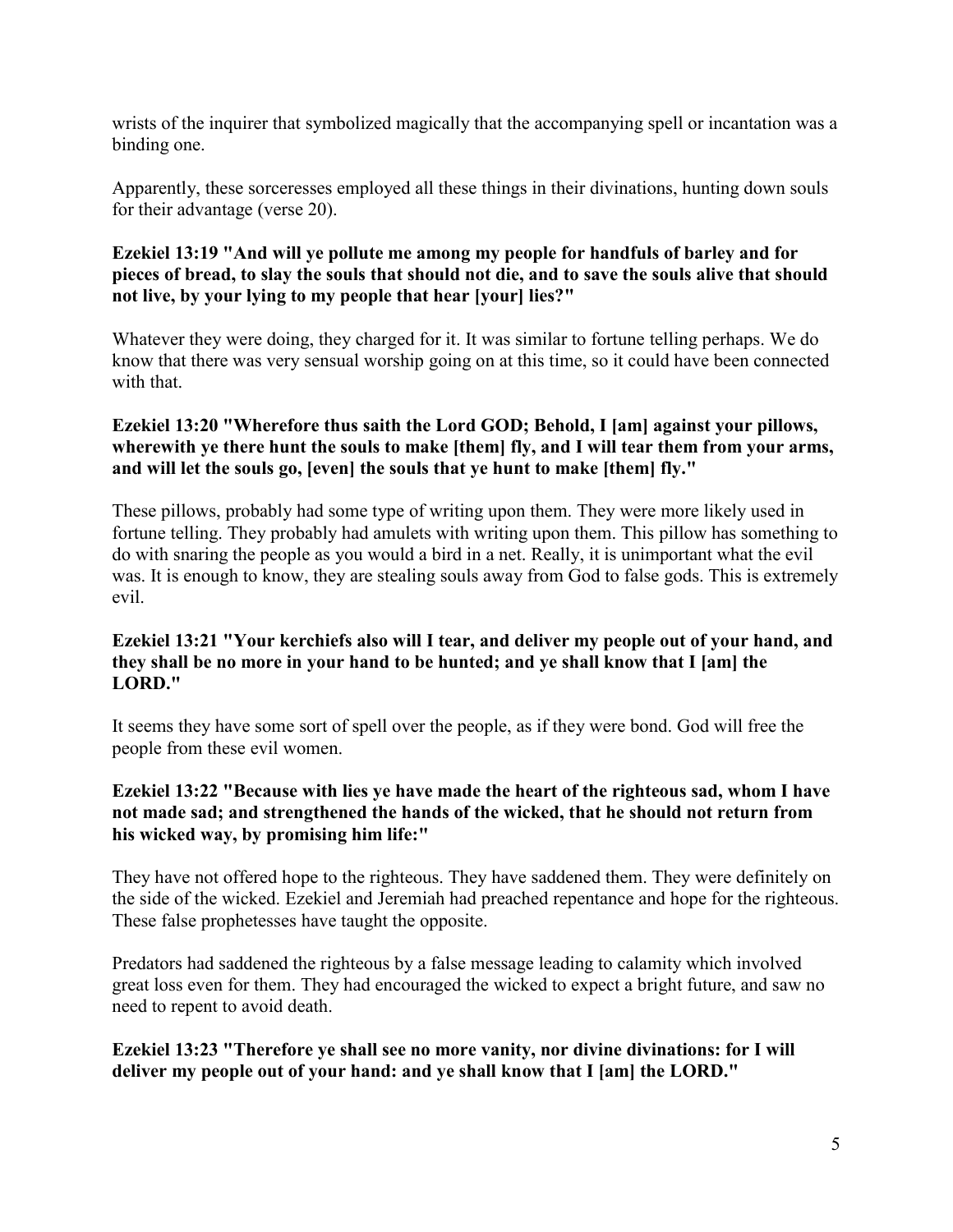wrists of the inquirer that symbolized magically that the accompanying spell or incantation was a binding one.

Apparently, these sorceresses employed all these things in their divinations, hunting down souls for their advantage (verse 20).

**Ezekiel 13:19 "And will ye pollute me among my people for handfuls of barley and for pieces of bread, to slay the souls that should not die, and to save the souls alive that should not live, by your lying to my people that hear [your] lies?"**

Whatever they were doing, they charged for it. It was similar to fortune telling perhaps. We do know that there was very sensual worship going on at this time, so it could have been connected with that.

**Ezekiel 13:20 "Wherefore thus saith the Lord GOD; Behold, I [am] against your pillows, wherewith ye there hunt the souls to make [them] fly, and I will tear them from your arms, and will let the souls go, [even] the souls that ye hunt to make [them] fly."**

These pillows, probably had some type of writing upon them. They were more likely used in fortune telling. They probably had amulets with writing upon them. This pillow has something to do with snaring the people as you would a bird in a net. Really, it is unimportant what the evil was. It is enough to know, they are stealing souls away from God to false gods. This is extremely evil.

**Ezekiel 13:21 "Your kerchiefs also will I tear, and deliver my people out of your hand, and they shall be no more in your hand to be hunted; and ye shall know that I [am] the LORD."**

It seems they have some sort of spell over the people, as if they were bond. God will free the people from these evil women.

**Ezekiel 13:22 "Because with lies ye have made the heart of the righteous sad, whom I have not made sad; and strengthened the hands of the wicked, that he should not return from his wicked way, by promising him life:"**

They have not offered hope to the righteous. They have saddened them. They were definitely on the side of the wicked. Ezekiel and Jeremiah had preached repentance and hope for the righteous. These false prophetesses have taught the opposite.

Predators had saddened the righteous by a false message leading to calamity which involved great loss even for them. They had encouraged the wicked to expect a bright future, and saw no need to repent to avoid death.

**Ezekiel 13:23 "Therefore ye shall see no more vanity, nor divine divinations: for I will deliver my people out of your hand: and ye shall know that I [am] the LORD."**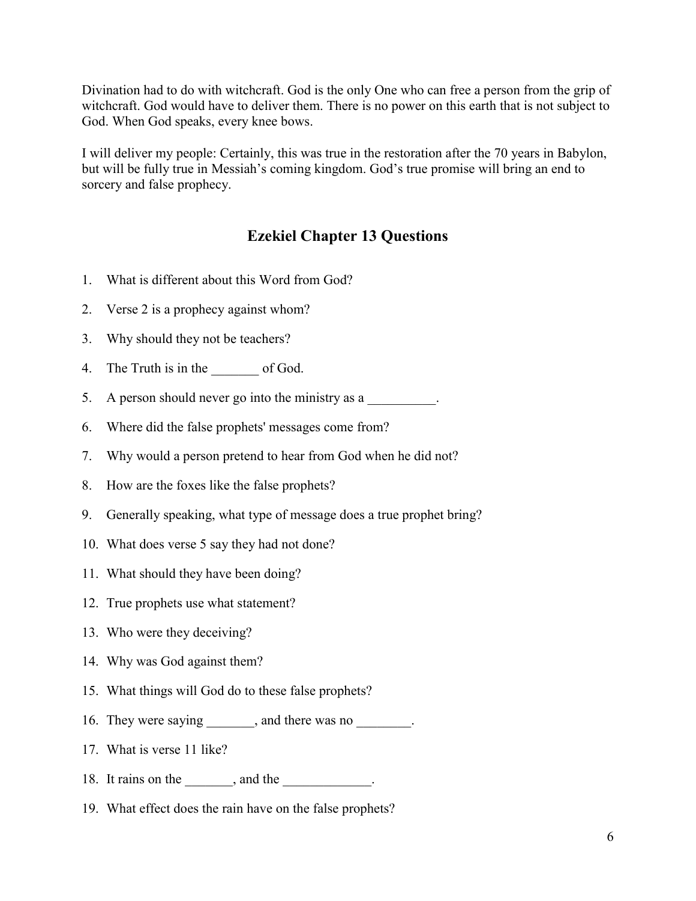Divination had to do with witchcraft. God is the only One who can free a person from the grip of witchcraft. God would have to deliver them. There is no power on this earth that is not subject to God. When God speaks, every knee bows.

I will deliver my people: Certainly, this was true in the restoration after the 70 years in Babylon, but will be fully true in Messiah's coming kingdom. God's true promise will bring an end to sorcery and false prophecy.

## Ezekiel Chapter 13 Questions

1. What is different about this Word from God?
2. Verse 2 is a prophecy against whom?
3. Why should they not be teachers?
4. The Truth is in the _______ of God.
5. A person should never go into the ministry as a __________.
6. Where did the false prophets' messages come from?
7. Why would a person pretend to hear from God when he did not?
8. How are the foxes like the false prophets?
9. Generally speaking, what type of message does a true prophet bring?
10. What does verse 5 say they had not done?
11. What should they have been doing?
12. True prophets use what statement?
13. Who were they deceiving?
14. Why was God against them?
15. What things will God do to these false prophets?
16. They were saying _______, and there was no ________.
17. What is verse 11 like?
18. It rains on the _______, and the _____________.
19. What effect does the rain have on the false prophets?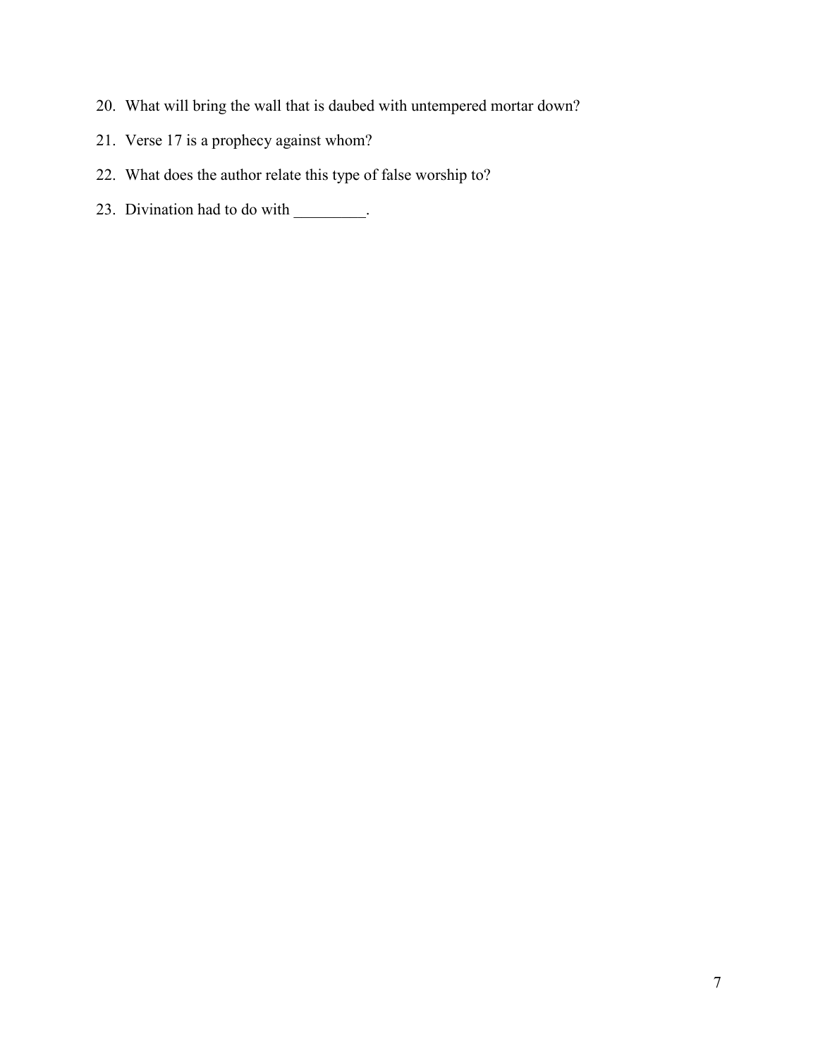20. What will bring the wall that is daubed with untempered mortar down?
21. Verse 17 is a prophecy against whom?
22. What does the author relate this type of false worship to?
23. Divination had to do with _________.